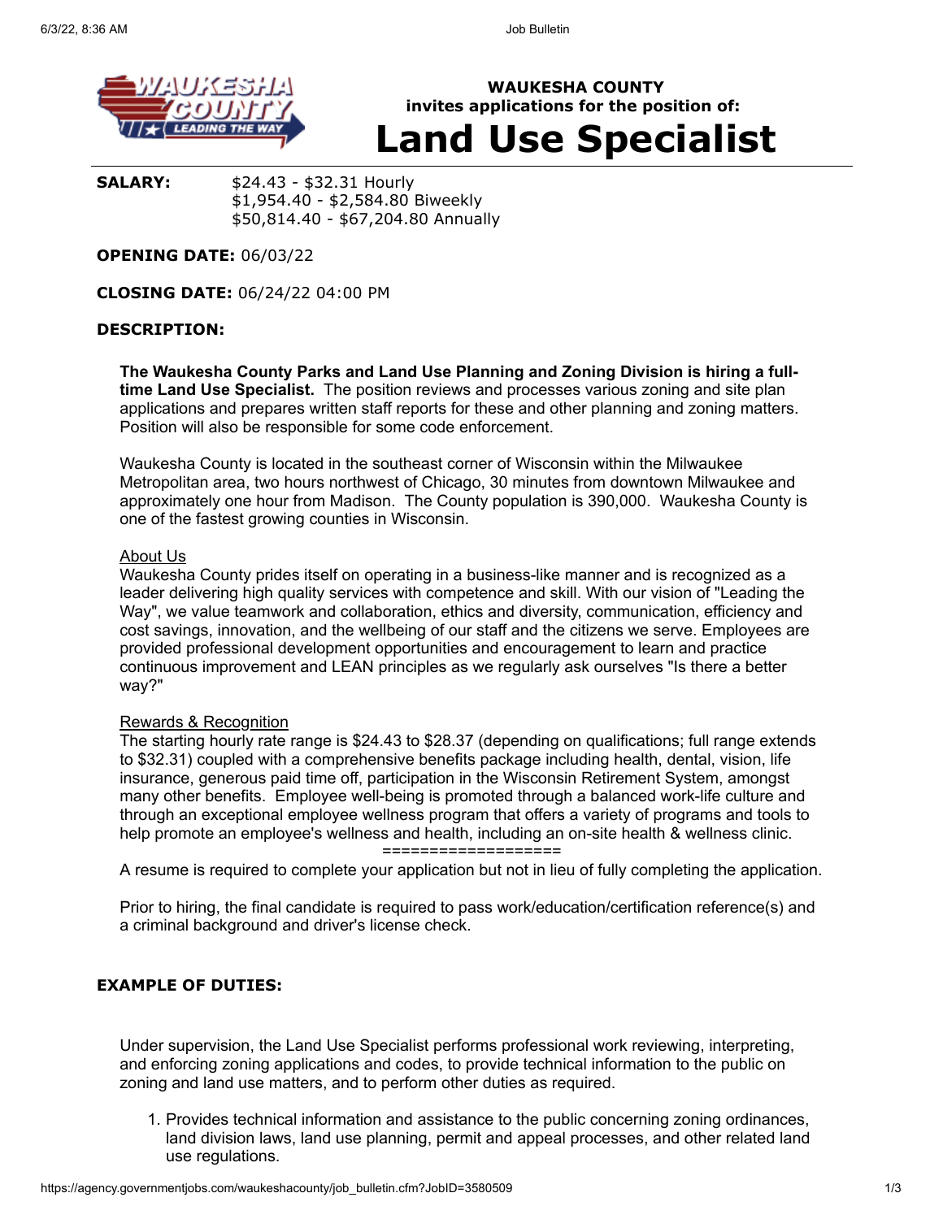**WAUKESHA COUNTY**
**invites applications for the position of:**

# Land Use Specialist

**SALARY:** $24.43 - $32.31 Hourly
$1,954.40 - $2,584.80 Biweekly
$50,814.40 - $67,204.80 Annually

**OPENING DATE:** 06/03/22

**CLOSING DATE:** 06/24/22 04:00 PM

## DESCRIPTION:

**The Waukesha County Parks and Land Use Planning and Zoning Division is hiring a full-time Land Use Specialist.** The position reviews and processes various zoning and site plan applications and prepares written staff reports for these and other planning and zoning matters. Position will also be responsible for some code enforcement.

Waukesha County is located in the southeast corner of Wisconsin within the Milwaukee Metropolitan area, two hours northwest of Chicago, 30 minutes from downtown Milwaukee and approximately one hour from Madison. The County population is 390,000. Waukesha County is one of the fastest growing counties in Wisconsin.

About Us
Waukesha County prides itself on operating in a business-like manner and is recognized as a leader delivering high quality services with competence and skill. With our vision of "Leading the Way", we value teamwork and collaboration, ethics and diversity, communication, efficiency and cost savings, innovation, and the wellbeing of our staff and the citizens we serve. Employees are provided professional development opportunities and encouragement to learn and practice continuous improvement and LEAN principles as we regularly ask ourselves "Is there a better way?"

Rewards & Recognition
The starting hourly rate range is $24.43 to $28.37 (depending on qualifications; full range extends to $32.31) coupled with a comprehensive benefits package including health, dental, vision, life insurance, generous paid time off, participation in the Wisconsin Retirement System, amongst many other benefits. Employee well-being is promoted through a balanced work-life culture and through an exceptional employee wellness program that offers a variety of programs and tools to help promote an employee's wellness and health, including an on-site health & wellness clinic.

==================

A resume is required to complete your application but not in lieu of fully completing the application.

Prior to hiring, the final candidate is required to pass work/education/certification reference(s) and a criminal background and driver's license check.

## EXAMPLE OF DUTIES:

Under supervision, the Land Use Specialist performs professional work reviewing, interpreting, and enforcing zoning applications and codes, to provide technical information to the public on zoning and land use matters, and to perform other duties as required.

1. Provides technical information and assistance to the public concerning zoning ordinances, land division laws, land use planning, permit and appeal processes, and other related land use regulations.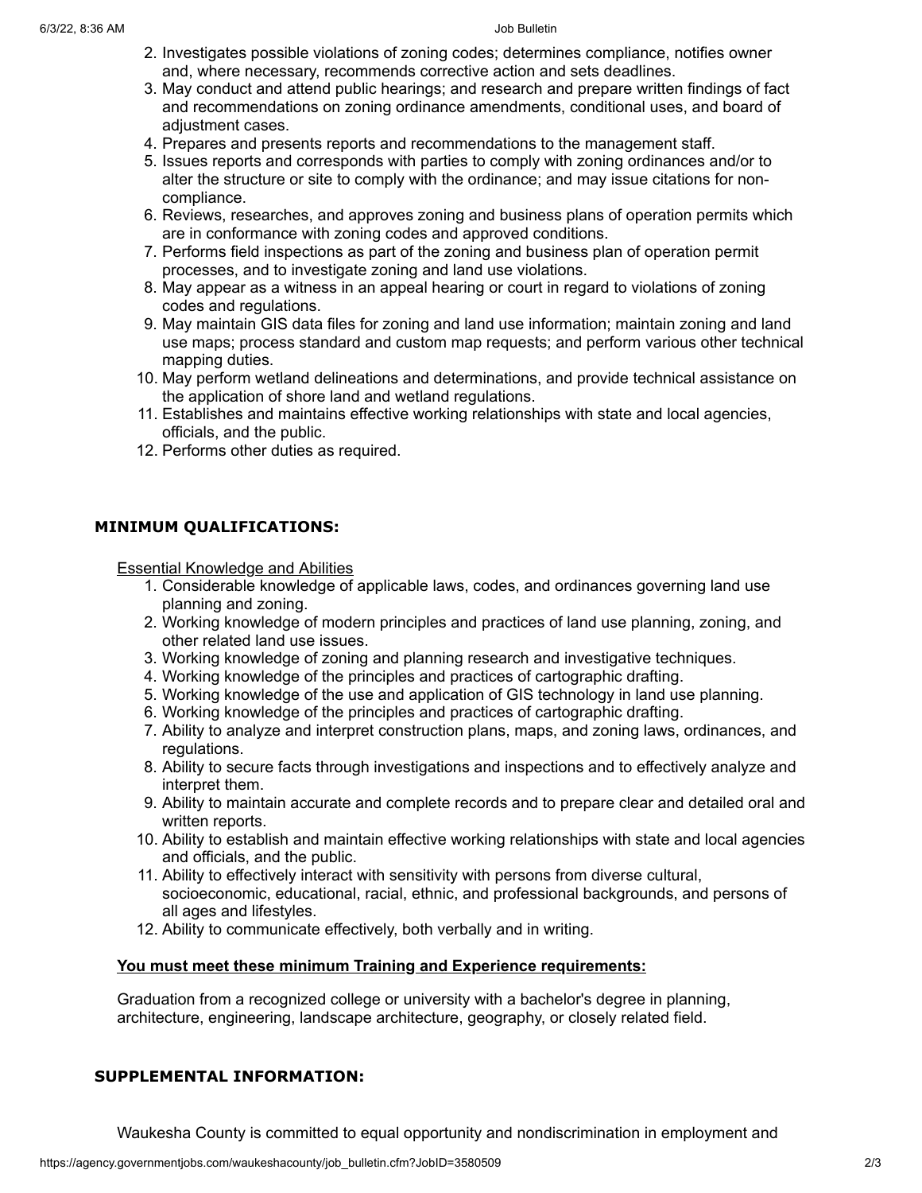2. Investigates possible violations of zoning codes; determines compliance, notifies owner and, where necessary, recommends corrective action and sets deadlines.
3. May conduct and attend public hearings; and research and prepare written findings of fact and recommendations on zoning ordinance amendments, conditional uses, and board of adjustment cases.
4. Prepares and presents reports and recommendations to the management staff.
5. Issues reports and corresponds with parties to comply with zoning ordinances and/or to alter the structure or site to comply with the ordinance; and may issue citations for non-compliance.
6. Reviews, researches, and approves zoning and business plans of operation permits which are in conformance with zoning codes and approved conditions.
7. Performs field inspections as part of the zoning and business plan of operation permit processes, and to investigate zoning and land use violations.
8. May appear as a witness in an appeal hearing or court in regard to violations of zoning codes and regulations.
9. May maintain GIS data files for zoning and land use information; maintain zoning and land use maps; process standard and custom map requests; and perform various other technical mapping duties.
10. May perform wetland delineations and determinations, and provide technical assistance on the application of shore land and wetland regulations.
11. Establishes and maintains effective working relationships with state and local agencies, officials, and the public.
12. Performs other duties as required.

## MINIMUM QUALIFICATIONS:

Essential Knowledge and Abilities

1. Considerable knowledge of applicable laws, codes, and ordinances governing land use planning and zoning.
2. Working knowledge of modern principles and practices of land use planning, zoning, and other related land use issues.
3. Working knowledge of zoning and planning research and investigative techniques.
4. Working knowledge of the principles and practices of cartographic drafting.
5. Working knowledge of the use and application of GIS technology in land use planning.
6. Working knowledge of the principles and practices of cartographic drafting.
7. Ability to analyze and interpret construction plans, maps, and zoning laws, ordinances, and regulations.
8. Ability to secure facts through investigations and inspections and to effectively analyze and interpret them.
9. Ability to maintain accurate and complete records and to prepare clear and detailed oral and written reports.
10. Ability to establish and maintain effective working relationships with state and local agencies and officials, and the public.
11. Ability to effectively interact with sensitivity with persons from diverse cultural, socioeconomic, educational, racial, ethnic, and professional backgrounds, and persons of all ages and lifestyles.
12. Ability to communicate effectively, both verbally and in writing.

**You must meet these minimum Training and Experience requirements:**

Graduation from a recognized college or university with a bachelor's degree in planning, architecture, engineering, landscape architecture, geography, or closely related field.

## SUPPLEMENTAL INFORMATION:

Waukesha County is committed to equal opportunity and nondiscrimination in employment and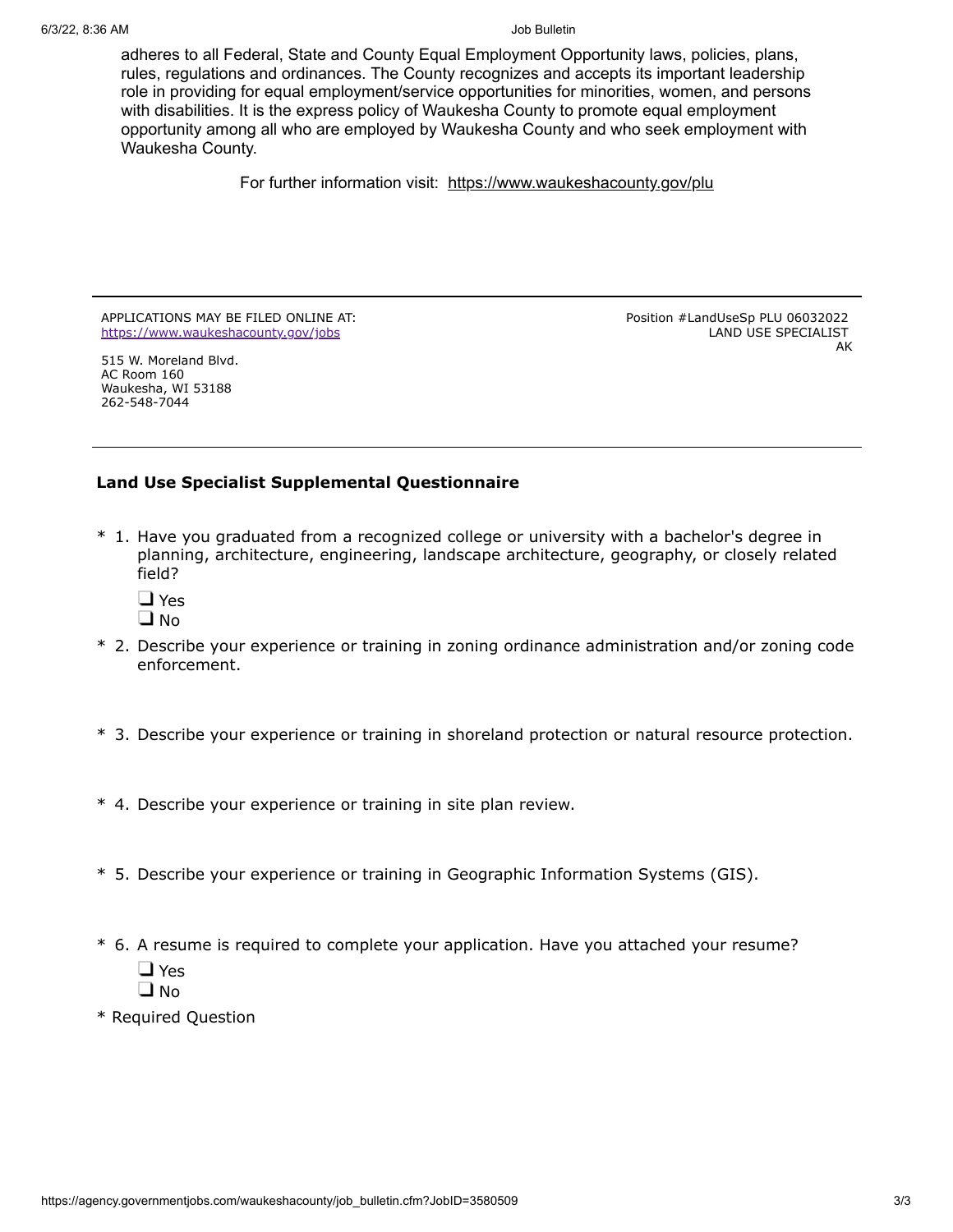adheres to all Federal, State and County Equal Employment Opportunity laws, policies, plans, rules, regulations and ordinances. The County recognizes and accepts its important leadership role in providing for equal employment/service opportunities for minorities, women, and persons with disabilities. It is the express policy of Waukesha County to promote equal employment opportunity among all who are employed by Waukesha County and who seek employment with Waukesha County.

For further information visit: https://www.waukeshacounty.gov/plu

---

APPLICATIONS MAY BE FILED ONLINE AT:
https://www.waukeshacounty.gov/jobs

515 W. Moreland Blvd.
AC Room 160
Waukesha, WI 53188
262-548-7044

Position #LandUseSp PLU 06032022
LAND USE SPECIALIST
AK

---

**Land Use Specialist Supplemental Questionnaire**

* 1. Have you graduated from a recognized college or university with a bachelor's degree in planning, architecture, engineering, landscape architecture, geography, or closely related field?
   - ❑ Yes
   - ❑ No
* 2. Describe your experience or training in zoning ordinance administration and/or zoning code enforcement.
* 3. Describe your experience or training in shoreland protection or natural resource protection.
* 4. Describe your experience or training in site plan review.
* 5. Describe your experience or training in Geographic Information Systems (GIS).
* 6. A resume is required to complete your application. Have you attached your resume?
   - ❑ Yes
   - ❑ No

* Required Question